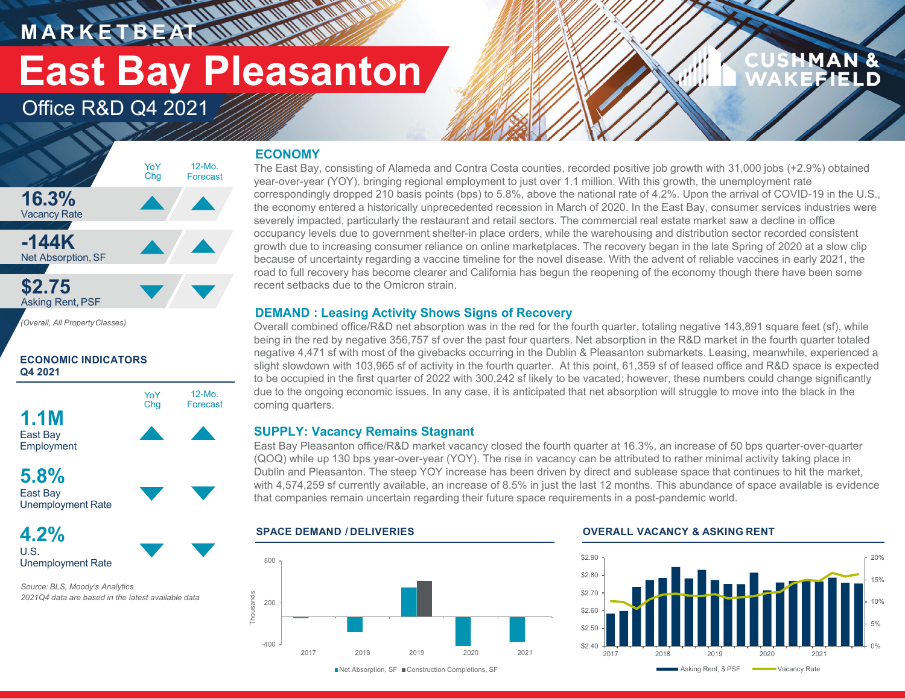MARKETBEAT

# East Bay Pleasanton

## Office R&D Q4 2021

| | YoY Chg | 12-Mo. Forecast |
|---|---|---|
| **16.3%** Vacancy Rate | ▲ | ▲ |
| **-144K** Net Absorption, SF | ▲ | ▲ |
| **$2.75** Asking Rent, PSF | ▼ | ▼ |

*(Overall, All Property Classes)*

### ECONOMIC INDICATORS Q4 2021

| | YoY Chg | 12-Mo. Forecast |
|---|---|---|
| **1.1M** East Bay Employment | ▲ | ▲ |
| **5.8%** East Bay Unemployment Rate | ▼ | ▼ |
| **4.2%** U.S. Unemployment Rate | ▼ | ▼ |

*Source: BLS, Moody's Analytics*
*2021Q4 data are based in the latest available data*

## ECONOMY

The East Bay, consisting of Alameda and Contra Costa counties, recorded positive job growth with 31,000 jobs (+2.9%) obtained year-over-year (YOY), bringing regional employment to just over 1.1 million. With this growth, the unemployment rate correspondingly dropped 210 basis points (bps) to 5.8%, above the national rate of 4.2%. Upon the arrival of COVID-19 in the U.S., the economy entered a historically unprecedented recession in March of 2020. In the East Bay, consumer services industries were severely impacted, particularly the restaurant and retail sectors. The commercial real estate market saw a decline in office occupancy levels due to government shelter-in place orders, while the warehousing and distribution sector recorded consistent growth due to increasing consumer reliance on online marketplaces. The recovery began in the late Spring of 2020 at a slow clip because of uncertainty regarding a vaccine timeline for the novel disease. With the advent of reliable vaccines in early 2021, the road to full recovery has become clearer and California has begun the reopening of the economy though there have been some recent setbacks due to the Omicron strain.

## DEMAND : Leasing Activity Shows Signs of Recovery

Overall combined office/R&D net absorption was in the red for the fourth quarter, totaling negative 143,891 square feet (sf), while being in the red by negative 356,757 sf over the past four quarters. Net absorption in the R&D market in the fourth quarter totaled negative 4,471 sf with most of the givebacks occurring in the Dublin & Pleasanton submarkets. Leasing, meanwhile, experienced a slight slowdown with 103,965 sf of activity in the fourth quarter. At this point, 61,359 sf of leased office and R&D space is expected to be occupied in the first quarter of 2022 with 300,242 sf likely to be vacated; however, these numbers could change significantly due to the ongoing economic issues. In any case, it is anticipated that net absorption will struggle to move into the black in the coming quarters.

## SUPPLY: Vacancy Remains Stagnant

East Bay Pleasanton office/R&D market vacancy closed the fourth quarter at 16.3%, an increase of 50 bps quarter-over-quarter (QOQ) while up 130 bps year-over-year (YOY). The rise in vacancy can be attributed to rather minimal activity taking place in Dublin and Pleasanton. The steep YOY increase has been driven by direct and sublease space that continues to hit the market, with 4,574,259 sf currently available, an increase of 8.5% in just the last 12 months. This abundance of space available is evidence that companies remain uncertain regarding their future space requirements in a post-pandemic world.

### SPACE DEMAND / DELIVERIES

Net Absorption, SF | Construction Completions, SF

### OVERALL VACANCY & ASKING RENT

Asking Rent, $ PSF | Vacancy Rate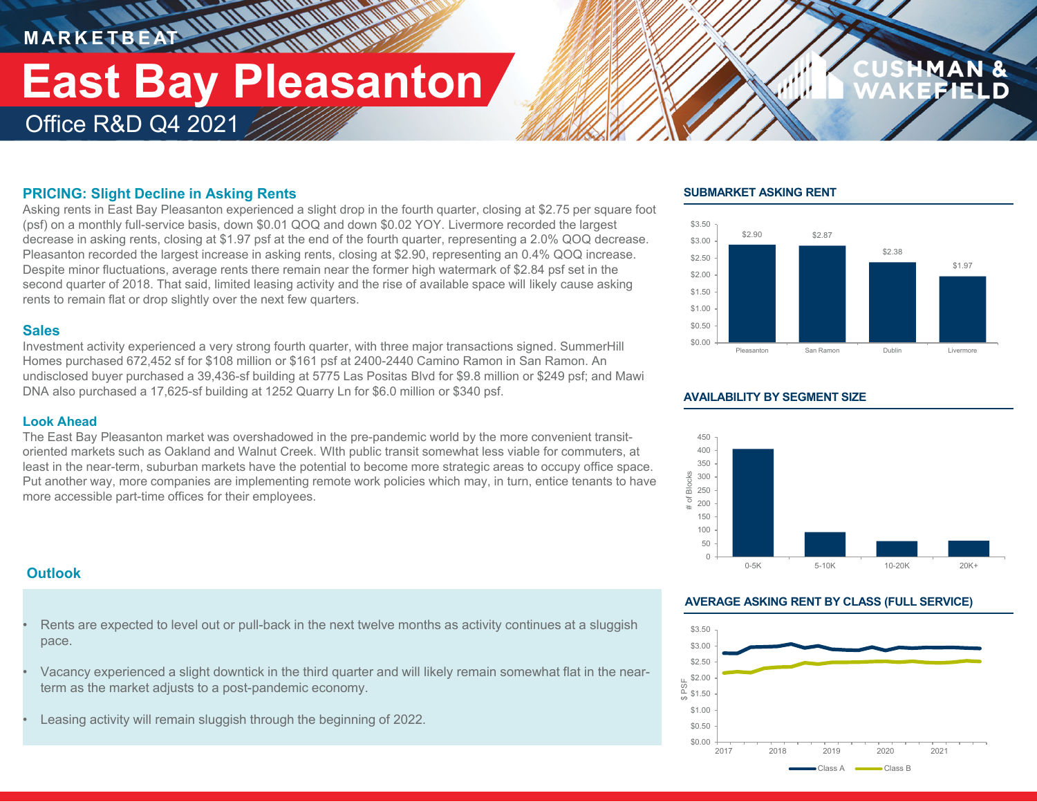MARKETBEAT

# East Bay Pleasanton

Office R&D Q4 2021

## PRICING: Slight Decline in Asking Rents

Asking rents in East Bay Pleasanton experienced a slight drop in the fourth quarter, closing at $2.75 per square foot (psf) on a monthly full-service basis, down $0.01 QOQ and down $0.02 YOY. Livermore recorded the largest decrease in asking rents, closing at $1.97 psf at the end of the fourth quarter, representing a 2.0% QOQ decrease. Pleasanton recorded the largest increase in asking rents, closing at $2.90, representing an 0.4% QOQ increase. Despite minor fluctuations, average rents there remain near the former high watermark of $2.84 psf set in the second quarter of 2018. That said, limited leasing activity and the rise of available space will likely cause asking rents to remain flat or drop slightly over the next few quarters.

## Sales

Investment activity experienced a very strong fourth quarter, with three major transactions signed. SummerHill Homes purchased 672,452 sf for $108 million or $161 psf at 2400-2440 Camino Ramon in San Ramon. An undisclosed buyer purchased a 39,436-sf building at 5775 Las Positas Blvd for $9.8 million or $249 psf; and Mawi DNA also purchased a 17,625-sf building at 1252 Quarry Ln for $6.0 million or $340 psf.

## Look Ahead

The East Bay Pleasanton market was overshadowed in the pre-pandemic world by the more convenient transit-oriented markets such as Oakland and Walnut Creek. WIth public transit somewhat less viable for commuters, at least in the near-term, suburban markets have the potential to become more strategic areas to occupy office space. Put another way, more companies are implementing remote work policies which may, in turn, entice tenants to have more accessible part-time offices for their employees.

## Outlook

- Rents are expected to level out or pull-back in the next twelve months as activity continues at a sluggish pace.
- Vacancy experienced a slight downtick in the third quarter and will likely remain somewhat flat in the near-term as the market adjusts to a post-pandemic economy.
- Leasing activity will remain sluggish through the beginning of 2022.

### SUBMARKET ASKING RENT

| Submarket | Asking Rent |
|---|---|
| Pleasanton | $2.90 |
| San Ramon | $2.87 |
| Dublin | $2.38 |
| Livermore | $1.97 |

### AVAILABILITY BY SEGMENT SIZE

# of Blocks: 0-5K, 5-10K, 10-20K, 20K+

### AVERAGE ASKING RENT BY CLASS (FULL SERVICE)

$ PSF, 2017–2021: Class A, Class B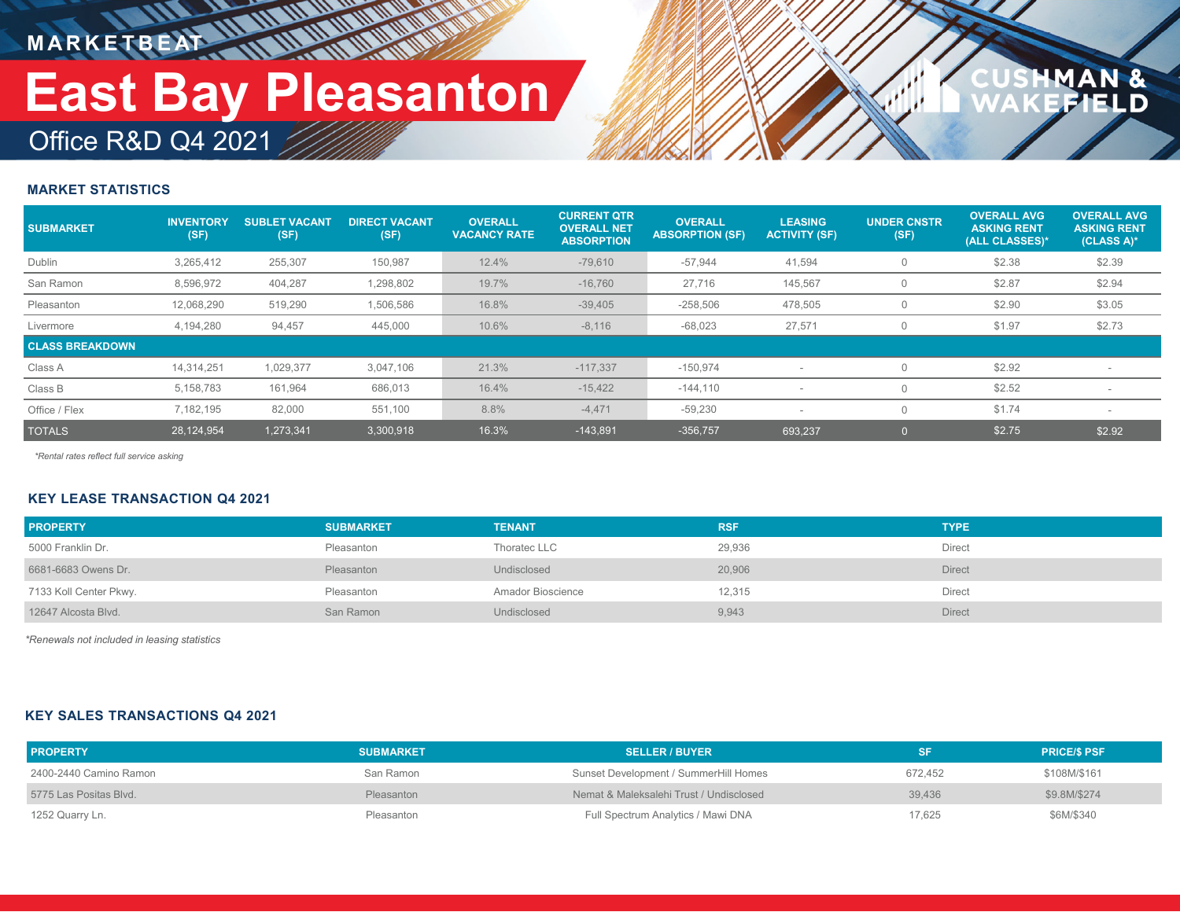MARKETBEAT

# East Bay Pleasanton

## Office R&D Q4 2021

### MARKET STATISTICS

| SUBMARKET | INVENTORY (SF) | SUBLET VACANT (SF) | DIRECT VACANT (SF) | OVERALL VACANCY RATE | CURRENT QTR OVERALL NET ABSORPTION | OVERALL ABSORPTION (SF) | LEASING ACTIVITY (SF) | UNDER CNSTR (SF) | OVERALL AVG ASKING RENT (ALL CLASSES)* | OVERALL AVG ASKING RENT (CLASS A)* |
|---|---|---|---|---|---|---|---|---|---|---|
| Dublin | 3,265,412 | 255,307 | 150,987 | 12.4% | -79,610 | -57,944 | 41,594 | 0 | $2.38 | $2.39 |
| San Ramon | 8,596,972 | 404,287 | 1,298,802 | 19.7% | -16,760 | 27,716 | 145,567 | 0 | $2.87 | $2.94 |
| Pleasanton | 12,068,290 | 519,290 | 1,506,586 | 16.8% | -39,405 | -258,506 | 478,505 | 0 | $2.90 | $3.05 |
| Livermore | 4,194,280 | 94,457 | 445,000 | 10.6% | -8,116 | -68,023 | 27,571 | 0 | $1.97 | $2.73 |
| **CLASS BREAKDOWN** | | | | | | | | | | |
| Class A | 14,314,251 | 1,029,377 | 3,047,106 | 21.3% | -117,337 | -150,974 | - | 0 | $2.92 | - |
| Class B | 5,158,783 | 161,964 | 686,013 | 16.4% | -15,422 | -144,110 | - | 0 | $2.52 | - |
| Office / Flex | 7,182,195 | 82,000 | 551,100 | 8.8% | -4,471 | -59,230 | - | 0 | $1.74 | - |
| TOTALS | 28,124,954 | 1,273,341 | 3,300,918 | 16.3% | -143,891 | -356,757 | 693,237 | 0 | $2.75 | $2.92 |

*\*Rental rates reflect full service asking*

### KEY LEASE TRANSACTION Q4 2021

| PROPERTY | SUBMARKET | TENANT | RSF | TYPE |
|---|---|---|---|---|
| 5000 Franklin Dr. | Pleasanton | Thoratec LLC | 29,936 | Direct |
| 6681-6683 Owens Dr. | Pleasanton | Undisclosed | 20,906 | Direct |
| 7133 Koll Center Pkwy. | Pleasanton | Amador Bioscience | 12,315 | Direct |
| 12647 Alcosta Blvd. | San Ramon | Undisclosed | 9,943 | Direct |

*\*Renewals not included in leasing statistics*

### KEY SALES TRANSACTIONS Q4 2021

| PROPERTY | SUBMARKET | SELLER / BUYER | SF | PRICE/$ PSF |
|---|---|---|---|---|
| 2400-2440 Camino Ramon | San Ramon | Sunset Development / SummerHill Homes | 672,452 | $108M/$161 |
| 5775 Las Positas Blvd. | Pleasanton | Nemat & Maleksalehi Trust / Undisclosed | 39,436 | $9.8M/$274 |
| 1252 Quarry Ln. | Pleasanton | Full Spectrum Analytics / Mawi DNA | 17,625 | $6M/$340 |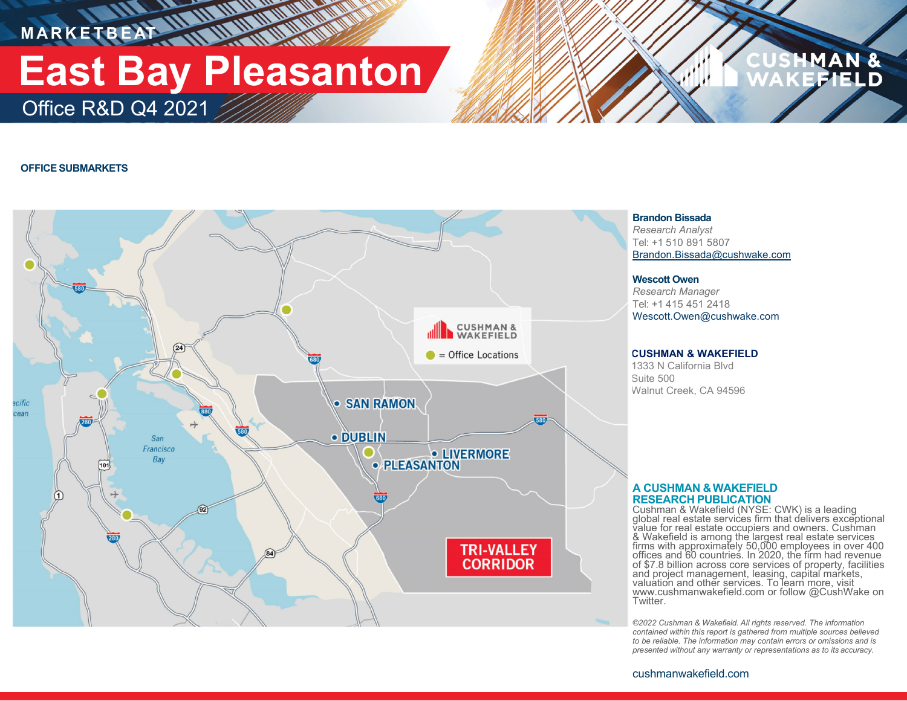MARKETBEAT

# East Bay Pleasanton

Office R&D Q4 2021

### OFFICE SUBMARKETS

SAN RAMON
DUBLIN
LIVERMORE
PLEASANTON
TRI-VALLEY CORRIDOR
CUSHMAN & WAKEFIELD
= Office Locations

**Brandon Bissada**
*Research Analyst*
Tel: +1 510 891 5807
Brandon.Bissada@cushwake.com

**Wescott Owen**
*Research Manager*
Tel: +1 415 451 2418
Wescott.Owen@cushwake.com

**CUSHMAN & WAKEFIELD**
1333 N California Blvd
Suite 500
Walnut Creek, CA 94596

**A CUSHMAN & WAKEFIELD RESEARCH PUBLICATION**

Cushman & Wakefield (NYSE: CWK) is a leading global real estate services firm that delivers exceptional value for real estate occupiers and owners. Cushman & Wakefield is among the largest real estate services firms with approximately 50,000 employees in over 400 offices and 60 countries. In 2020, the firm had revenue of $7.8 billion across core services of property, facilities and project management, leasing, capital markets, valuation and other services. To learn more, visit www.cushmanwakefield.com or follow @CushWake on Twitter.

*©2022 Cushman & Wakefield. All rights reserved. The information contained within this report is gathered from multiple sources believed to be reliable. The information may contain errors or omissions and is presented without any warranty or representations as to its accuracy.*

cushmanwakefield.com